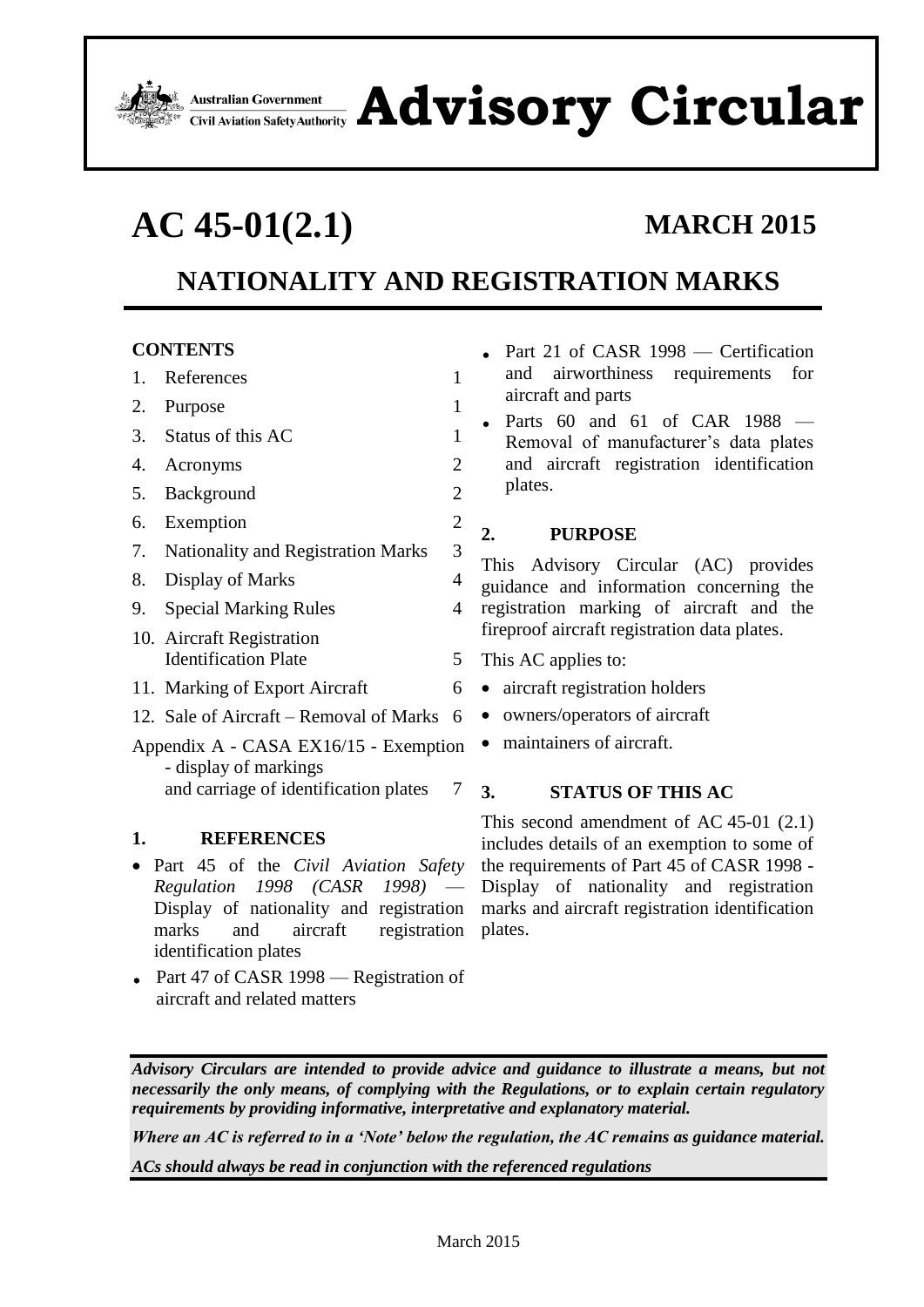Australian Government
Civil Aviation Safety Authority

# Advisory Circular

# AC 45-01(2.1)

**MARCH 2015**

## NATIONALITY AND REGISTRATION MARKS

**CONTENTS**

| | | |
|---|---|---|
| 1. | References | 1 |
| 2. | Purpose | 1 |
| 3. | Status of this AC | 1 |
| 4. | Acronyms | 2 |
| 5. | Background | 2 |
| 6. | Exemption | 2 |
| 7. | Nationality and Registration Marks | 3 |
| 8. | Display of Marks | 4 |
| 9. | Special Marking Rules | 4 |
| 10. | Aircraft Registration Identification Plate | 5 |
| 11. | Marking of Export Aircraft | 6 |
| 12. | Sale of Aircraft – Removal of Marks | 6 |
| Appendix A - CASA EX16/15 - Exemption - display of markings and carriage of identification plates | | 7 |

### 1. REFERENCES

- Part 45 of the *Civil Aviation Safety Regulation 1998 (CASR 1998)* — Display of nationality and registration marks and aircraft registration identification plates
- Part 47 of CASR 1998 — Registration of aircraft and related matters
- Part 21 of CASR 1998 — Certification and airworthiness requirements for aircraft and parts
- Parts 60 and 61 of CAR 1988 — Removal of manufacturer's data plates and aircraft registration identification plates.

### 2. PURPOSE

This Advisory Circular (AC) provides guidance and information concerning the registration marking of aircraft and the fireproof aircraft registration data plates.

This AC applies to:

- aircraft registration holders
- owners/operators of aircraft
- maintainers of aircraft.

### 3. STATUS OF THIS AC

This second amendment of AC 45-01 (2.1) includes details of an exemption to some of the requirements of Part 45 of CASR 1998 - Display of nationality and registration marks and aircraft registration identification plates.

***Advisory Circulars are intended to provide advice and guidance to illustrate a means, but not necessarily the only means, of complying with the Regulations, or to explain certain regulatory requirements by providing informative, interpretative and explanatory material.***

***Where an AC is referred to in a 'Note' below the regulation, the AC remains as guidance material.***

***ACs should always be read in conjunction with the referenced regulations***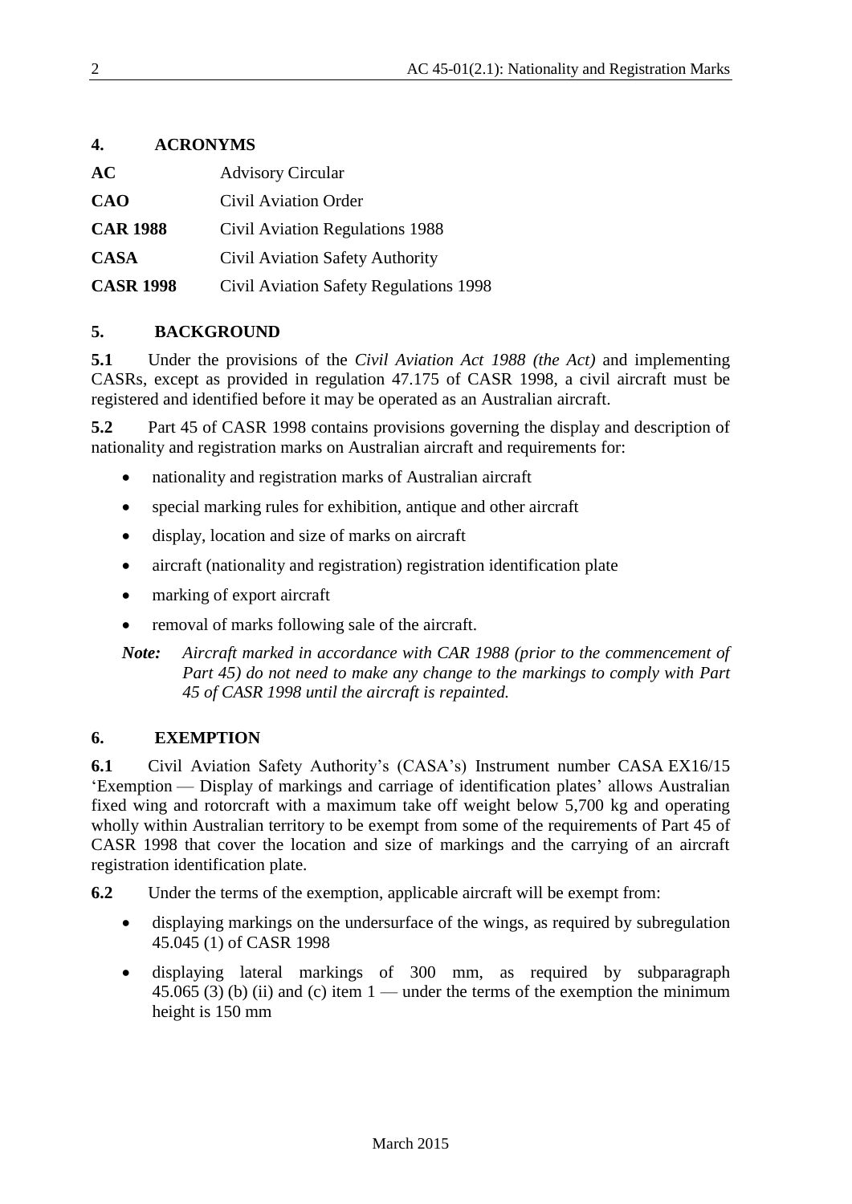## 4. ACRONYMS

| | |
|---|---|
| **AC** | Advisory Circular |
| **CAO** | Civil Aviation Order |
| **CAR 1988** | Civil Aviation Regulations 1988 |
| **CASA** | Civil Aviation Safety Authority |
| **CASR 1998** | Civil Aviation Safety Regulations 1998 |

## 5. BACKGROUND

**5.1** Under the provisions of the *Civil Aviation Act 1988 (the Act)* and implementing CASRs, except as provided in regulation 47.175 of CASR 1998, a civil aircraft must be registered and identified before it may be operated as an Australian aircraft.

**5.2** Part 45 of CASR 1998 contains provisions governing the display and description of nationality and registration marks on Australian aircraft and requirements for:

- nationality and registration marks of Australian aircraft
- special marking rules for exhibition, antique and other aircraft
- display, location and size of marks on aircraft
- aircraft (nationality and registration) registration identification plate
- marking of export aircraft
- removal of marks following sale of the aircraft.

***Note:*** *Aircraft marked in accordance with CAR 1988 (prior to the commencement of Part 45) do not need to make any change to the markings to comply with Part 45 of CASR 1998 until the aircraft is repainted.*

## 6. EXEMPTION

**6.1** Civil Aviation Safety Authority's (CASA's) Instrument number CASA EX16/15 'Exemption — Display of markings and carriage of identification plates' allows Australian fixed wing and rotorcraft with a maximum take off weight below 5,700 kg and operating wholly within Australian territory to be exempt from some of the requirements of Part 45 of CASR 1998 that cover the location and size of markings and the carrying of an aircraft registration identification plate.

**6.2** Under the terms of the exemption, applicable aircraft will be exempt from:

- displaying markings on the undersurface of the wings, as required by subregulation 45.045 (1) of CASR 1998
- displaying lateral markings of 300 mm, as required by subparagraph 45.065 (3) (b) (ii) and (c) item 1 — under the terms of the exemption the minimum height is 150 mm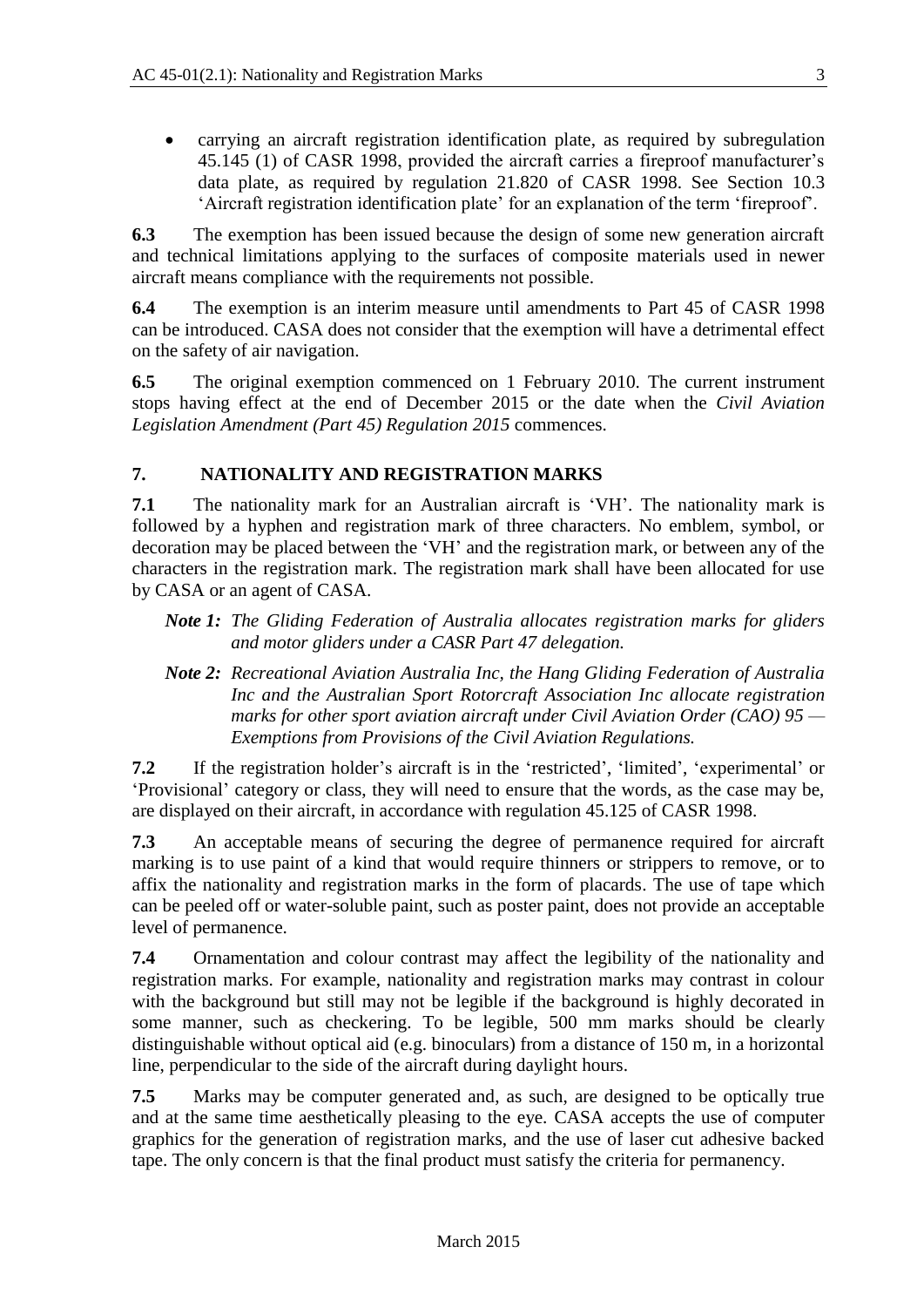- carrying an aircraft registration identification plate, as required by subregulation 45.145 (1) of CASR 1998, provided the aircraft carries a fireproof manufacturer's data plate, as required by regulation 21.820 of CASR 1998. See Section 10.3 'Aircraft registration identification plate' for an explanation of the term 'fireproof'.

**6.3** The exemption has been issued because the design of some new generation aircraft and technical limitations applying to the surfaces of composite materials used in newer aircraft means compliance with the requirements not possible.

**6.4** The exemption is an interim measure until amendments to Part 45 of CASR 1998 can be introduced. CASA does not consider that the exemption will have a detrimental effect on the safety of air navigation.

**6.5** The original exemption commenced on 1 February 2010. The current instrument stops having effect at the end of December 2015 or the date when the *Civil Aviation Legislation Amendment (Part 45) Regulation 2015* commences.

## 7. NATIONALITY AND REGISTRATION MARKS

**7.1** The nationality mark for an Australian aircraft is 'VH'. The nationality mark is followed by a hyphen and registration mark of three characters. No emblem, symbol, or decoration may be placed between the 'VH' and the registration mark, or between any of the characters in the registration mark. The registration mark shall have been allocated for use by CASA or an agent of CASA.

> ***Note 1:*** *The Gliding Federation of Australia allocates registration marks for gliders and motor gliders under a CASR Part 47 delegation.*
>
> ***Note 2:*** *Recreational Aviation Australia Inc, the Hang Gliding Federation of Australia Inc and the Australian Sport Rotorcraft Association Inc allocate registration marks for other sport aviation aircraft under Civil Aviation Order (CAO) 95 — Exemptions from Provisions of the Civil Aviation Regulations.*

**7.2** If the registration holder's aircraft is in the 'restricted', 'limited', 'experimental' or 'Provisional' category or class, they will need to ensure that the words, as the case may be, are displayed on their aircraft, in accordance with regulation 45.125 of CASR 1998.

**7.3** An acceptable means of securing the degree of permanence required for aircraft marking is to use paint of a kind that would require thinners or strippers to remove, or to affix the nationality and registration marks in the form of placards. The use of tape which can be peeled off or water-soluble paint, such as poster paint, does not provide an acceptable level of permanence.

**7.4** Ornamentation and colour contrast may affect the legibility of the nationality and registration marks. For example, nationality and registration marks may contrast in colour with the background but still may not be legible if the background is highly decorated in some manner, such as checkering. To be legible, 500 mm marks should be clearly distinguishable without optical aid (e.g. binoculars) from a distance of 150 m, in a horizontal line, perpendicular to the side of the aircraft during daylight hours.

**7.5** Marks may be computer generated and, as such, are designed to be optically true and at the same time aesthetically pleasing to the eye. CASA accepts the use of computer graphics for the generation of registration marks, and the use of laser cut adhesive backed tape. The only concern is that the final product must satisfy the criteria for permanency.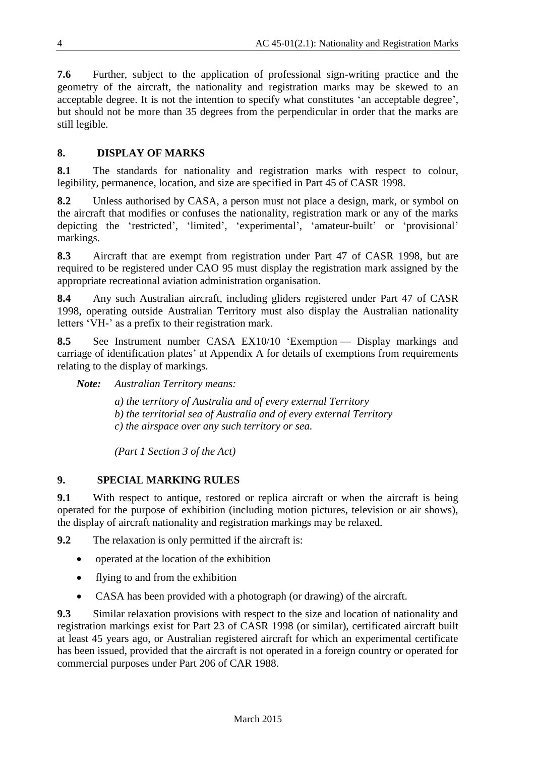**7.6** Further, subject to the application of professional sign-writing practice and the geometry of the aircraft, the nationality and registration marks may be skewed to an acceptable degree. It is not the intention to specify what constitutes 'an acceptable degree', but should not be more than 35 degrees from the perpendicular in order that the marks are still legible.

## 8. DISPLAY OF MARKS

**8.1** The standards for nationality and registration marks with respect to colour, legibility, permanence, location, and size are specified in Part 45 of CASR 1998.

**8.2** Unless authorised by CASA, a person must not place a design, mark, or symbol on the aircraft that modifies or confuses the nationality, registration mark or any of the marks depicting the 'restricted', 'limited', 'experimental', 'amateur-built' or 'provisional' markings.

**8.3** Aircraft that are exempt from registration under Part 47 of CASR 1998, but are required to be registered under CAO 95 must display the registration mark assigned by the appropriate recreational aviation administration organisation.

**8.4** Any such Australian aircraft, including gliders registered under Part 47 of CASR 1998, operating outside Australian Territory must also display the Australian nationality letters 'VH-' as a prefix to their registration mark.

**8.5** See Instrument number CASA EX10/10 'Exemption — Display markings and carriage of identification plates' at Appendix A for details of exemptions from requirements relating to the display of markings.

***Note:*** *Australian Territory means:*

*a) the territory of Australia and of every external Territory*
*b) the territorial sea of Australia and of every external Territory*
*c) the airspace over any such territory or sea.*

*(Part 1 Section 3 of the Act)*

## 9. SPECIAL MARKING RULES

**9.1** With respect to antique, restored or replica aircraft or when the aircraft is being operated for the purpose of exhibition (including motion pictures, television or air shows), the display of aircraft nationality and registration markings may be relaxed.

**9.2** The relaxation is only permitted if the aircraft is:

- operated at the location of the exhibition
- flying to and from the exhibition
- CASA has been provided with a photograph (or drawing) of the aircraft.

**9.3** Similar relaxation provisions with respect to the size and location of nationality and registration markings exist for Part 23 of CASR 1998 (or similar), certificated aircraft built at least 45 years ago, or Australian registered aircraft for which an experimental certificate has been issued, provided that the aircraft is not operated in a foreign country or operated for commercial purposes under Part 206 of CAR 1988.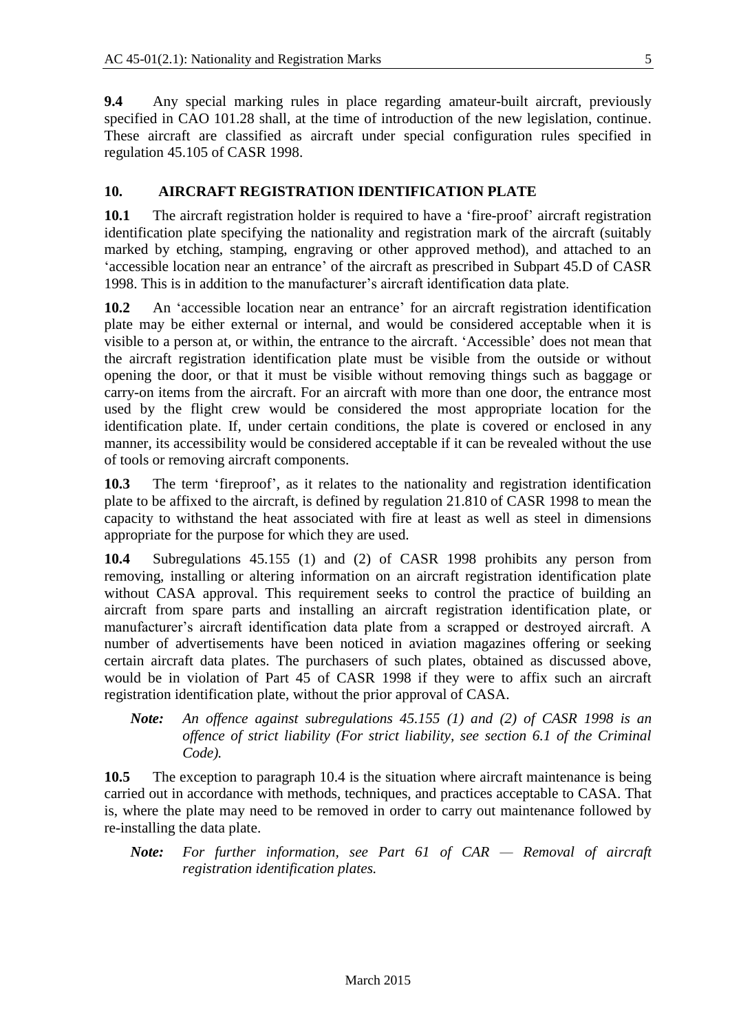**9.4** Any special marking rules in place regarding amateur-built aircraft, previously specified in CAO 101.28 shall, at the time of introduction of the new legislation, continue. These aircraft are classified as aircraft under special configuration rules specified in regulation 45.105 of CASR 1998.

## 10. AIRCRAFT REGISTRATION IDENTIFICATION PLATE

**10.1** The aircraft registration holder is required to have a 'fire-proof' aircraft registration identification plate specifying the nationality and registration mark of the aircraft (suitably marked by etching, stamping, engraving or other approved method), and attached to an 'accessible location near an entrance' of the aircraft as prescribed in Subpart 45.D of CASR 1998. This is in addition to the manufacturer's aircraft identification data plate.

**10.2** An 'accessible location near an entrance' for an aircraft registration identification plate may be either external or internal, and would be considered acceptable when it is visible to a person at, or within, the entrance to the aircraft. 'Accessible' does not mean that the aircraft registration identification plate must be visible from the outside or without opening the door, or that it must be visible without removing things such as baggage or carry-on items from the aircraft. For an aircraft with more than one door, the entrance most used by the flight crew would be considered the most appropriate location for the identification plate. If, under certain conditions, the plate is covered or enclosed in any manner, its accessibility would be considered acceptable if it can be revealed without the use of tools or removing aircraft components.

**10.3** The term 'fireproof', as it relates to the nationality and registration identification plate to be affixed to the aircraft, is defined by regulation 21.810 of CASR 1998 to mean the capacity to withstand the heat associated with fire at least as well as steel in dimensions appropriate for the purpose for which they are used.

**10.4** Subregulations 45.155 (1) and (2) of CASR 1998 prohibits any person from removing, installing or altering information on an aircraft registration identification plate without CASA approval. This requirement seeks to control the practice of building an aircraft from spare parts and installing an aircraft registration identification plate, or manufacturer's aircraft identification data plate from a scrapped or destroyed aircraft. A number of advertisements have been noticed in aviation magazines offering or seeking certain aircraft data plates. The purchasers of such plates, obtained as discussed above, would be in violation of Part 45 of CASR 1998 if they were to affix such an aircraft registration identification plate, without the prior approval of CASA.

> ***Note:*** *An offence against subregulations 45.155 (1) and (2) of CASR 1998 is an offence of strict liability (For strict liability, see section 6.1 of the Criminal Code).*

**10.5** The exception to paragraph 10.4 is the situation where aircraft maintenance is being carried out in accordance with methods, techniques, and practices acceptable to CASA. That is, where the plate may need to be removed in order to carry out maintenance followed by re-installing the data plate.

> ***Note:*** *For further information, see Part 61 of CAR — Removal of aircraft registration identification plates.*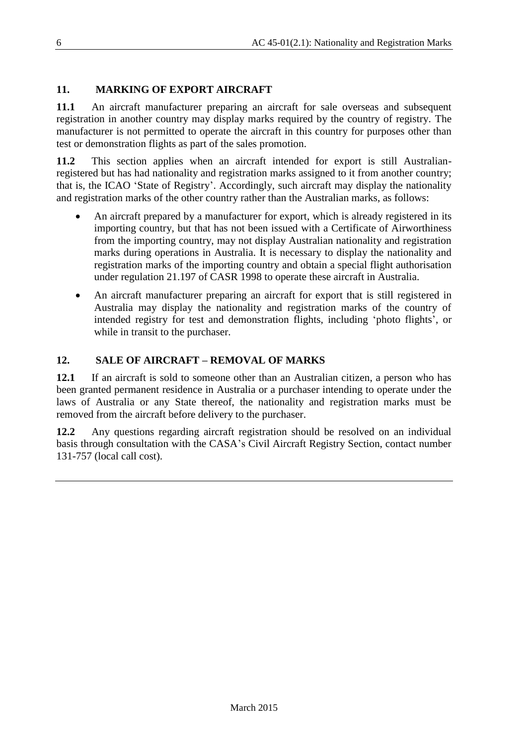## 11. MARKING OF EXPORT AIRCRAFT

**11.1** An aircraft manufacturer preparing an aircraft for sale overseas and subsequent registration in another country may display marks required by the country of registry. The manufacturer is not permitted to operate the aircraft in this country for purposes other than test or demonstration flights as part of the sales promotion.

**11.2** This section applies when an aircraft intended for export is still Australian-registered but has had nationality and registration marks assigned to it from another country; that is, the ICAO 'State of Registry'. Accordingly, such aircraft may display the nationality and registration marks of the other country rather than the Australian marks, as follows:

- An aircraft prepared by a manufacturer for export, which is already registered in its importing country, but that has not been issued with a Certificate of Airworthiness from the importing country, may not display Australian nationality and registration marks during operations in Australia. It is necessary to display the nationality and registration marks of the importing country and obtain a special flight authorisation under regulation 21.197 of CASR 1998 to operate these aircraft in Australia.
- An aircraft manufacturer preparing an aircraft for export that is still registered in Australia may display the nationality and registration marks of the country of intended registry for test and demonstration flights, including 'photo flights', or while in transit to the purchaser.

## 12. SALE OF AIRCRAFT – REMOVAL OF MARKS

**12.1** If an aircraft is sold to someone other than an Australian citizen, a person who has been granted permanent residence in Australia or a purchaser intending to operate under the laws of Australia or any State thereof, the nationality and registration marks must be removed from the aircraft before delivery to the purchaser.

**12.2** Any questions regarding aircraft registration should be resolved on an individual basis through consultation with the CASA's Civil Aircraft Registry Section, contact number 131-757 (local call cost).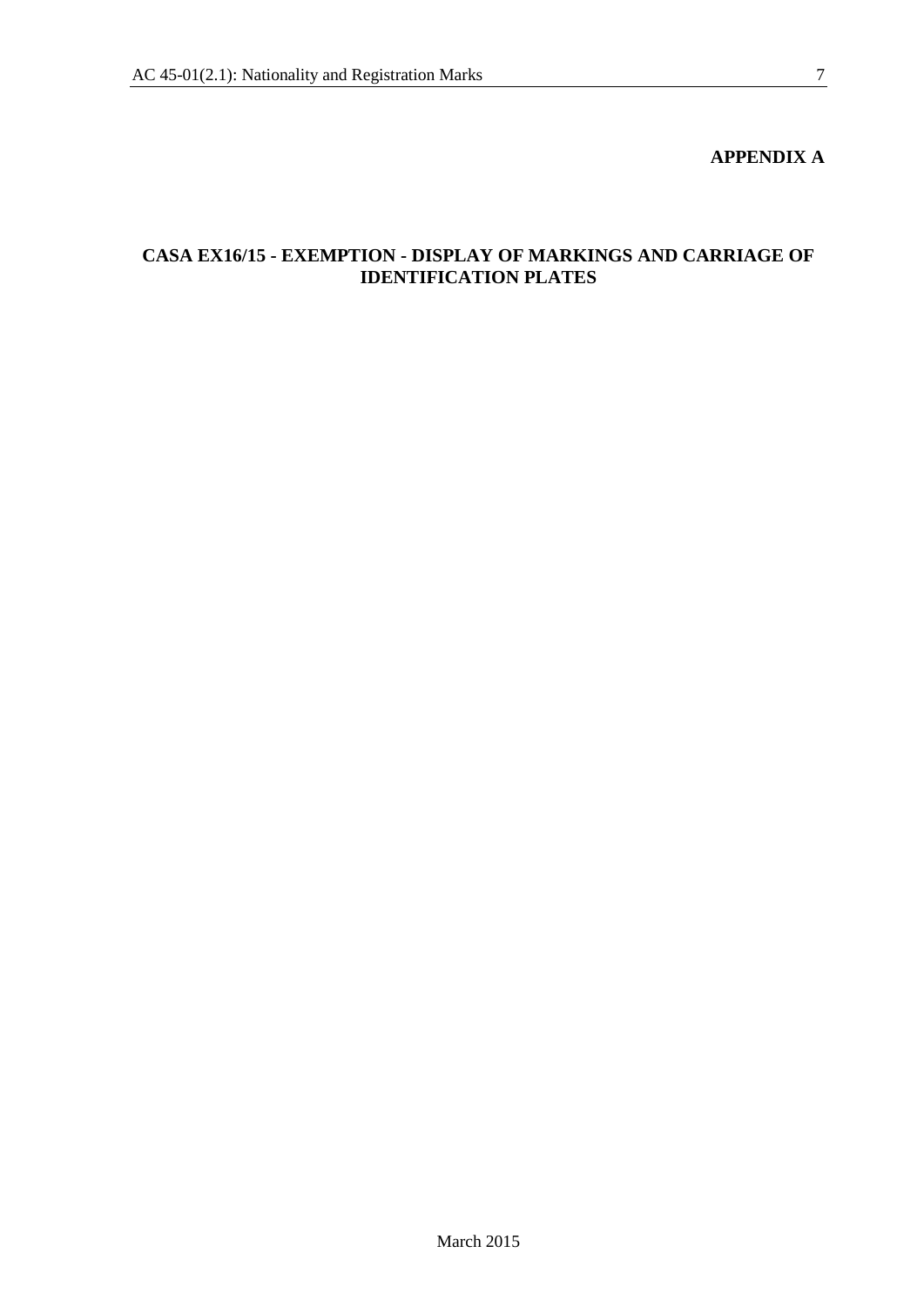**APPENDIX A**

## CASA EX16/15 - EXEMPTION - DISPLAY OF MARKINGS AND CARRIAGE OF IDENTIFICATION PLATES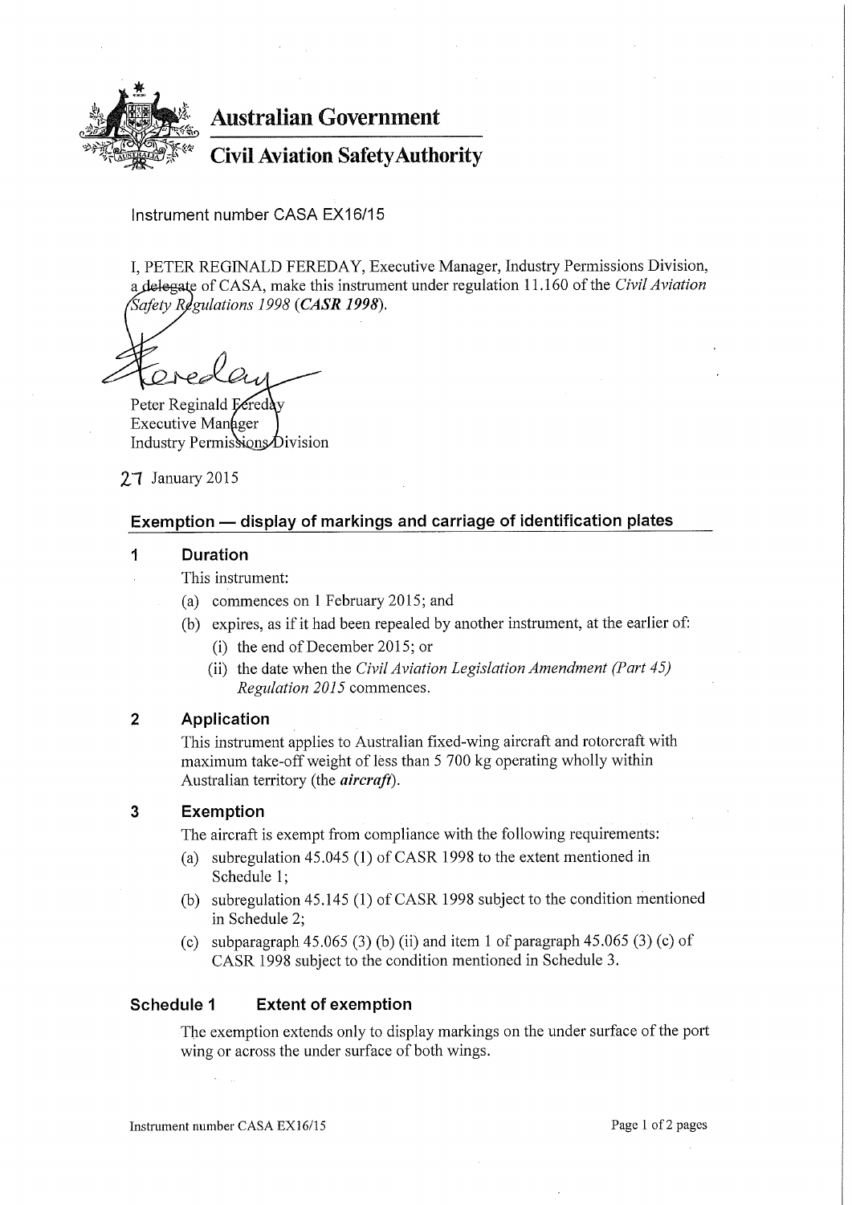# Australian Government

## Civil Aviation Safety Authority

Instrument number CASA EX16/15

I, PETER REGINALD FEREDAY, Executive Manager, Industry Permissions Division, a delegate of CASA, make this instrument under regulation 11.160 of the *Civil Aviation Safety Regulations 1998* (***CASR 1998***).

Peter Reginald Fereday
Executive Manager
Industry Permissions Division

27 January 2015

## Exemption — display of markings and carriage of identification plates

### 1 Duration

This instrument:

(a) commences on 1 February 2015; and

(b) expires, as if it had been repealed by another instrument, at the earlier of:

(i) the end of December 2015; or

(ii) the date when the *Civil Aviation Legislation Amendment (Part 45) Regulation 2015* commences.

### 2 Application

This instrument applies to Australian fixed-wing aircraft and rotorcraft with maximum take-off weight of less than 5 700 kg operating wholly within Australian territory (the ***aircraft***).

### 3 Exemption

The aircraft is exempt from compliance with the following requirements:

(a) subregulation 45.045 (1) of CASR 1998 to the extent mentioned in Schedule 1;

(b) subregulation 45.145 (1) of CASR 1998 subject to the condition mentioned in Schedule 2;

(c) subparagraph 45.065 (3) (b) (ii) and item 1 of paragraph 45.065 (3) (c) of CASR 1998 subject to the condition mentioned in Schedule 3.

### Schedule 1 Extent of exemption

The exemption extends only to display markings on the under surface of the port wing or across the under surface of both wings.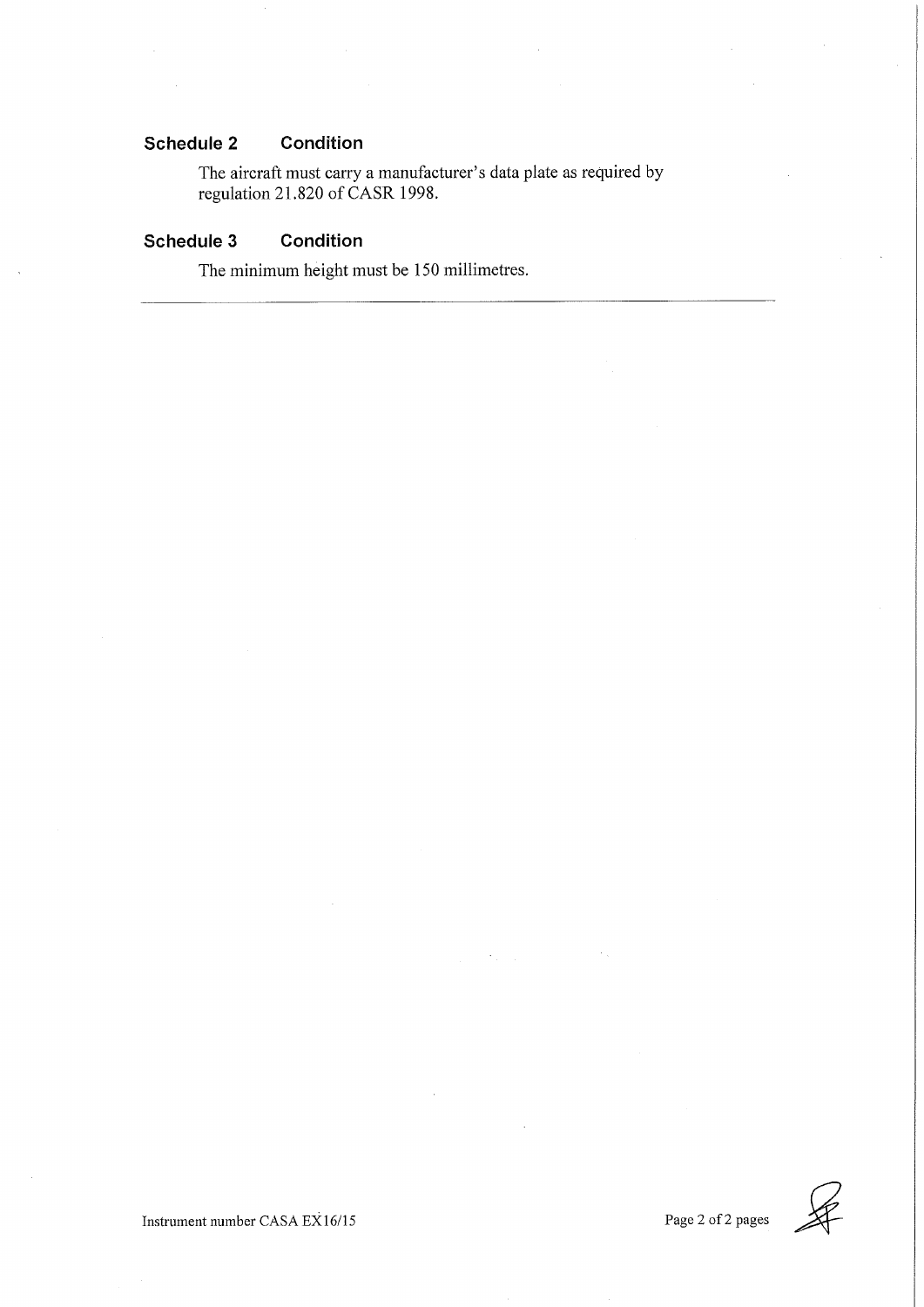## Schedule 2 Condition

The aircraft must carry a manufacturer's data plate as required by regulation 21.820 of CASR 1998.

## Schedule 3 Condition

The minimum height must be 150 millimetres.

---

Instrument number CASA EX16/15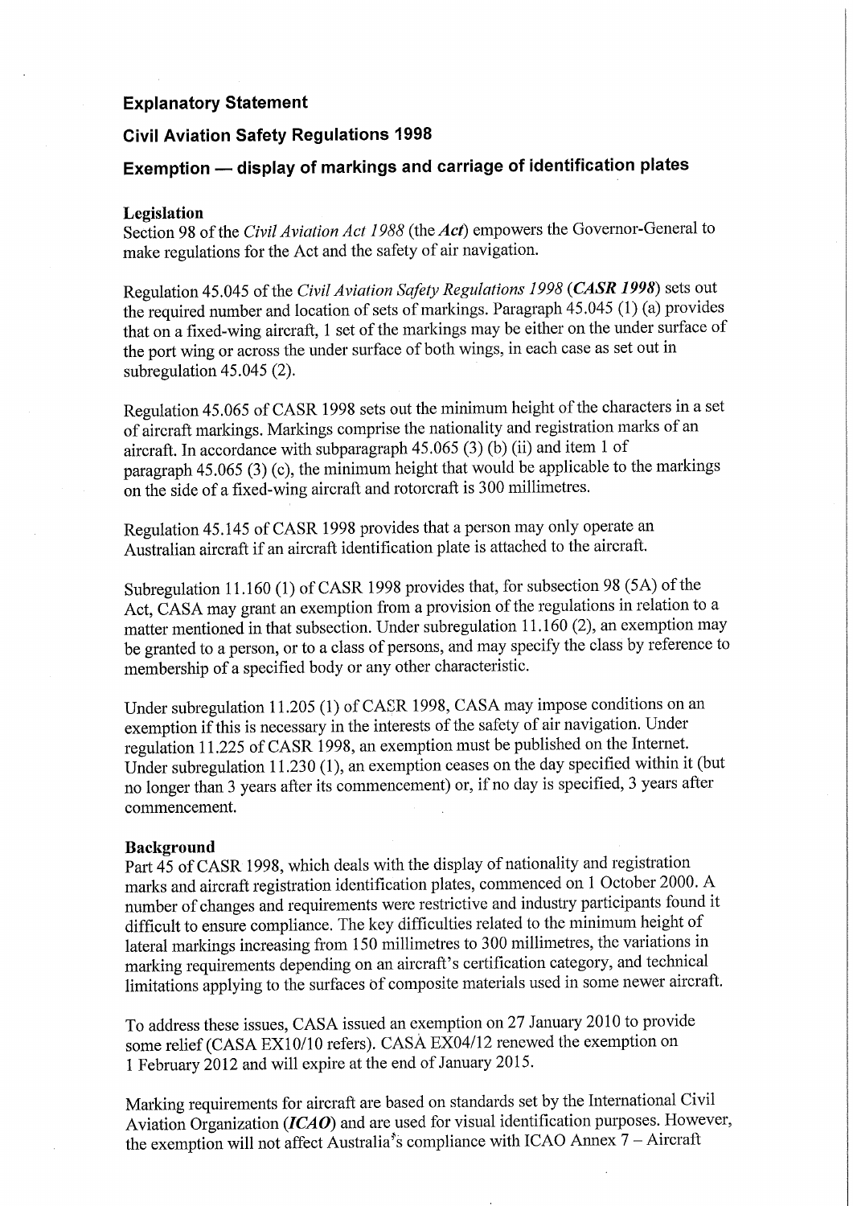## Explanatory Statement

## Civil Aviation Safety Regulations 1998

## Exemption — display of markings and carriage of identification plates

**Legislation**

Section 98 of the *Civil Aviation Act 1988* (the ***Act***) empowers the Governor-General to make regulations for the Act and the safety of air navigation.

Regulation 45.045 of the *Civil Aviation Safety Regulations 1998* (***CASR 1998***) sets out the required number and location of sets of markings. Paragraph 45.045 (1) (a) provides that on a fixed-wing aircraft, 1 set of the markings may be either on the under surface of the port wing or across the under surface of both wings, in each case as set out in subregulation 45.045 (2).

Regulation 45.065 of CASR 1998 sets out the minimum height of the characters in a set of aircraft markings. Markings comprise the nationality and registration marks of an aircraft. In accordance with subparagraph 45.065 (3) (b) (ii) and item 1 of paragraph 45.065 (3) (c), the minimum height that would be applicable to the markings on the side of a fixed-wing aircraft and rotorcraft is 300 millimetres.

Regulation 45.145 of CASR 1998 provides that a person may only operate an Australian aircraft if an aircraft identification plate is attached to the aircraft.

Subregulation 11.160 (1) of CASR 1998 provides that, for subsection 98 (5A) of the Act, CASA may grant an exemption from a provision of the regulations in relation to a matter mentioned in that subsection. Under subregulation 11.160 (2), an exemption may be granted to a person, or to a class of persons, and may specify the class by reference to membership of a specified body or any other characteristic.

Under subregulation 11.205 (1) of CASR 1998, CASA may impose conditions on an exemption if this is necessary in the interests of the safety of air navigation. Under regulation 11.225 of CASR 1998, an exemption must be published on the Internet. Under subregulation 11.230 (1), an exemption ceases on the day specified within it (but no longer than 3 years after its commencement) or, if no day is specified, 3 years after commencement.

**Background**

Part 45 of CASR 1998, which deals with the display of nationality and registration marks and aircraft registration identification plates, commenced on 1 October 2000. A number of changes and requirements were restrictive and industry participants found it difficult to ensure compliance. The key difficulties related to the minimum height of lateral markings increasing from 150 millimetres to 300 millimetres, the variations in marking requirements depending on an aircraft's certification category, and technical limitations applying to the surfaces of composite materials used in some newer aircraft.

To address these issues, CASA issued an exemption on 27 January 2010 to provide some relief (CASA EX10/10 refers). CASA EX04/12 renewed the exemption on 1 February 2012 and will expire at the end of January 2015.

Marking requirements for aircraft are based on standards set by the International Civil Aviation Organization (***ICAO***) and are used for visual identification purposes. However, the exemption will not affect Australia's compliance with ICAO Annex 7 – Aircraft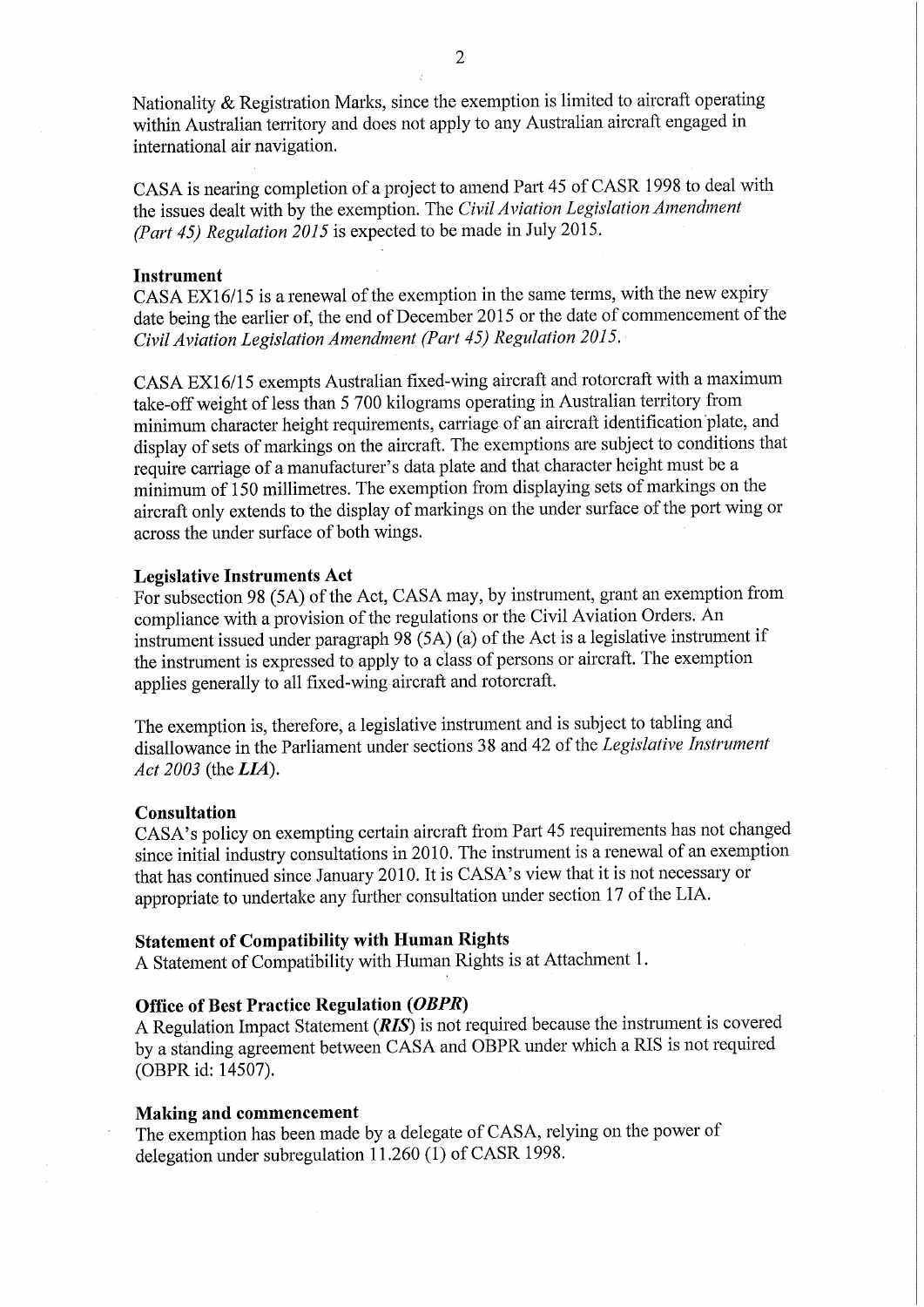Nationality & Registration Marks, since the exemption is limited to aircraft operating within Australian territory and does not apply to any Australian aircraft engaged in international air navigation.

CASA is nearing completion of a project to amend Part 45 of CASR 1998 to deal with the issues dealt with by the exemption. The *Civil Aviation Legislation Amendment (Part 45) Regulation 2015* is expected to be made in July 2015.

**Instrument**

CASA EX16/15 is a renewal of the exemption in the same terms, with the new expiry date being the earlier of, the end of December 2015 or the date of commencement of the *Civil Aviation Legislation Amendment (Part 45) Regulation 2015.*

CASA EX16/15 exempts Australian fixed-wing aircraft and rotorcraft with a maximum take-off weight of less than 5 700 kilograms operating in Australian territory from minimum character height requirements, carriage of an aircraft identification plate, and display of sets of markings on the aircraft. The exemptions are subject to conditions that require carriage of a manufacturer's data plate and that character height must be a minimum of 150 millimetres. The exemption from displaying sets of markings on the aircraft only extends to the display of markings on the under surface of the port wing or across the under surface of both wings.

**Legislative Instruments Act**

For subsection 98 (5A) of the Act, CASA may, by instrument, grant an exemption from compliance with a provision of the regulations or the Civil Aviation Orders. An instrument issued under paragraph 98 (5A) (a) of the Act is a legislative instrument if the instrument is expressed to apply to a class of persons or aircraft. The exemption applies generally to all fixed-wing aircraft and rotorcraft.

The exemption is, therefore, a legislative instrument and is subject to tabling and disallowance in the Parliament under sections 38 and 42 of the *Legislative Instrument Act 2003* (the ***LIA***).

**Consultation**

CASA's policy on exempting certain aircraft from Part 45 requirements has not changed since initial industry consultations in 2010. The instrument is a renewal of an exemption that has continued since January 2010. It is CASA's view that it is not necessary or appropriate to undertake any further consultation under section 17 of the LIA.

**Statement of Compatibility with Human Rights**

A Statement of Compatibility with Human Rights is at Attachment 1.

**Office of Best Practice Regulation (*OBPR*)**

A Regulation Impact Statement (***RIS***) is not required because the instrument is covered by a standing agreement between CASA and OBPR under which a RIS is not required (OBPR id: 14507).

**Making and commencement**

The exemption has been made by a delegate of CASA, relying on the power of delegation under subregulation 11.260 (1) of CASR 1998.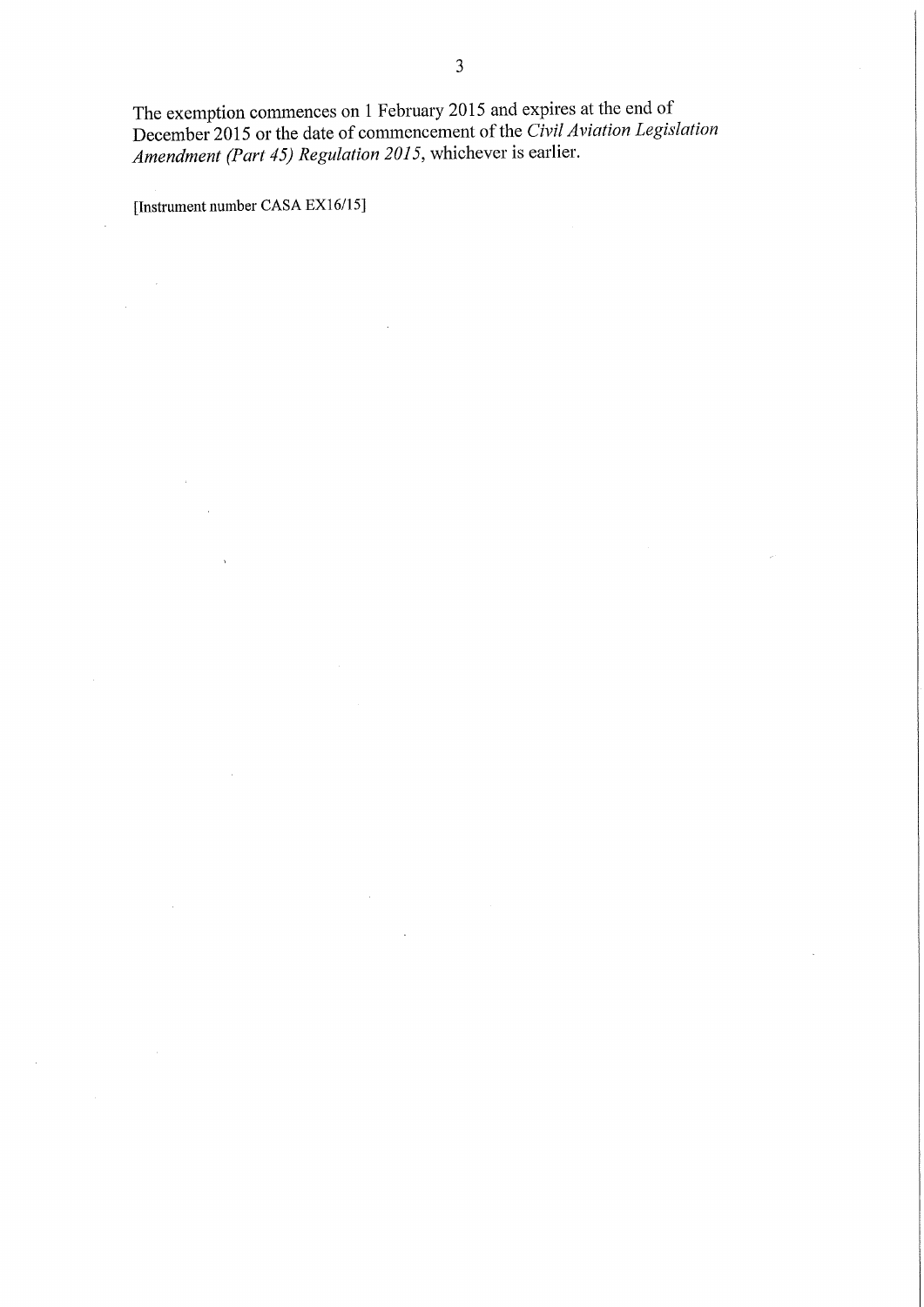The exemption commences on 1 February 2015 and expires at the end of December 2015 or the date of commencement of the *Civil Aviation Legislation Amendment (Part 45) Regulation 2015*, whichever is earlier.

[Instrument number CASA EX16/15]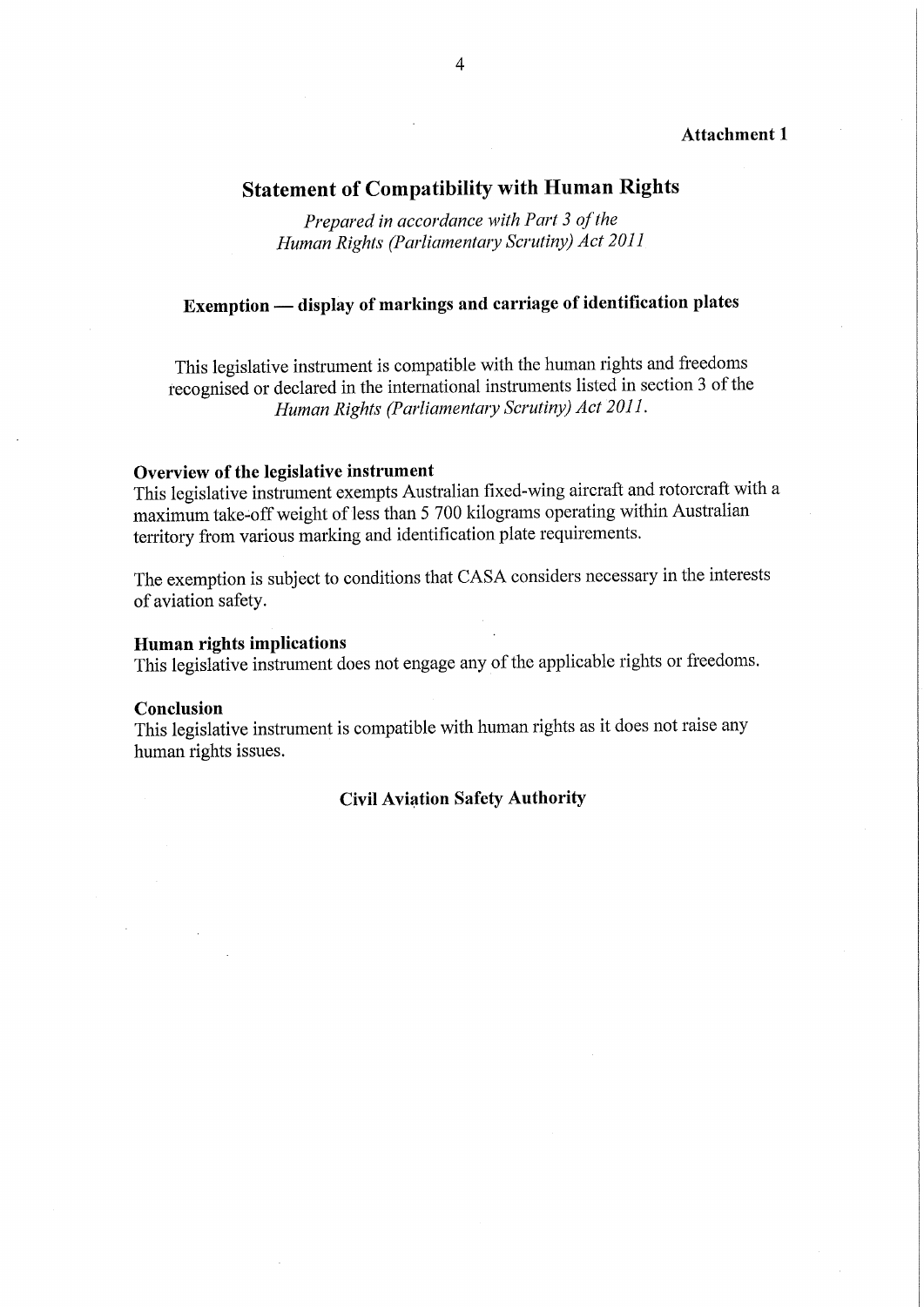**Attachment 1**

# Statement of Compatibility with Human Rights

*Prepared in accordance with Part 3 of the Human Rights (Parliamentary Scrutiny) Act 2011*

## Exemption — display of markings and carriage of identification plates

This legislative instrument is compatible with the human rights and freedoms recognised or declared in the international instruments listed in section 3 of the *Human Rights (Parliamentary Scrutiny) Act 2011*.

### Overview of the legislative instrument

This legislative instrument exempts Australian fixed-wing aircraft and rotorcraft with a maximum take-off weight of less than 5 700 kilograms operating within Australian territory from various marking and identification plate requirements.

The exemption is subject to conditions that CASA considers necessary in the interests of aviation safety.

### Human rights implications

This legislative instrument does not engage any of the applicable rights or freedoms.

### Conclusion

This legislative instrument is compatible with human rights as it does not raise any human rights issues.

**Civil Aviation Safety Authority**